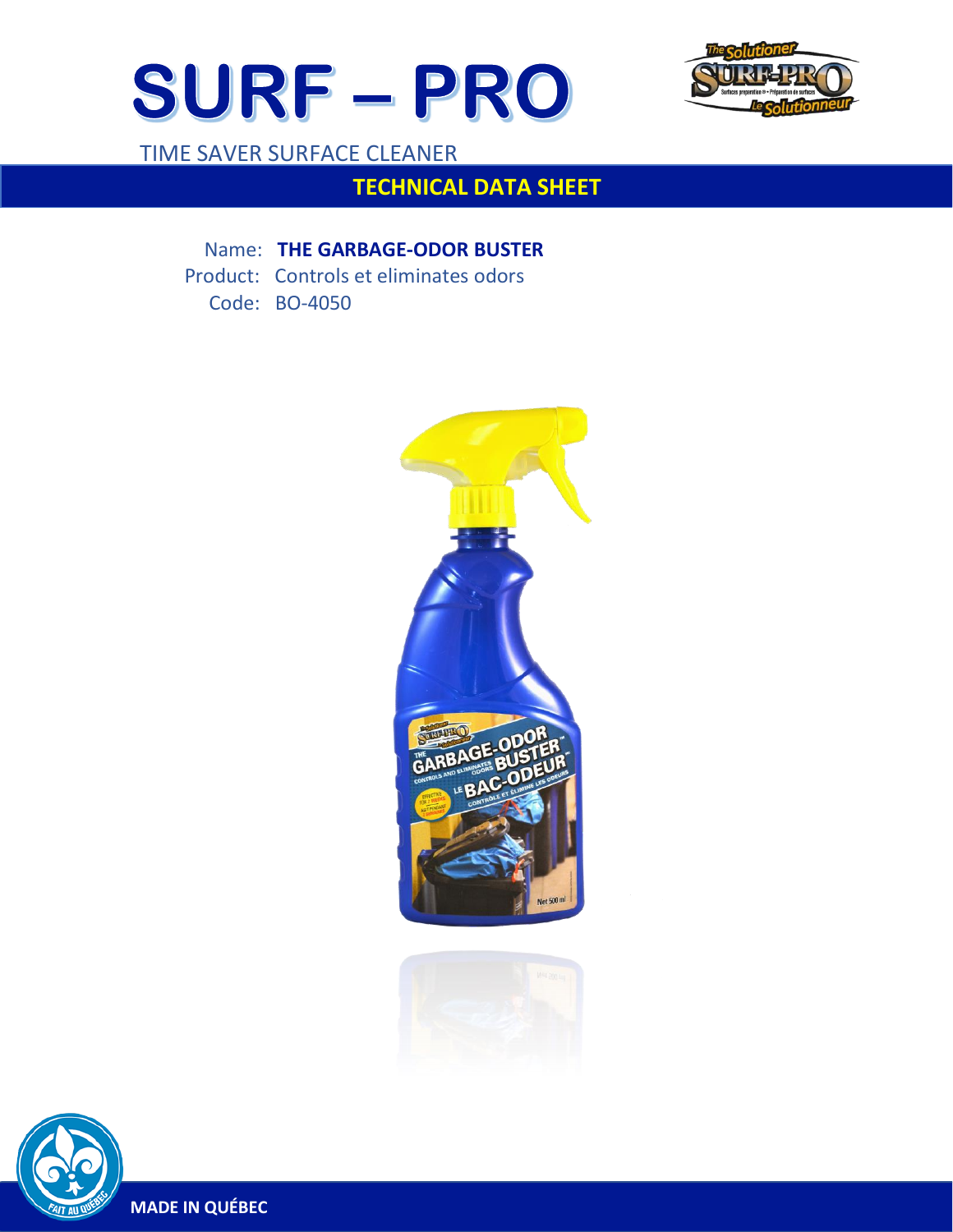# SURF – PRO

TIME SAVER SURFACE CLEANER

## TECHNICAL DATA SHEET

Name: **THE GARBAGE-ODOR BUSTER**

Product: Controls et eliminates odors

Code: BO-4050

**MADE IN QUÉBEC**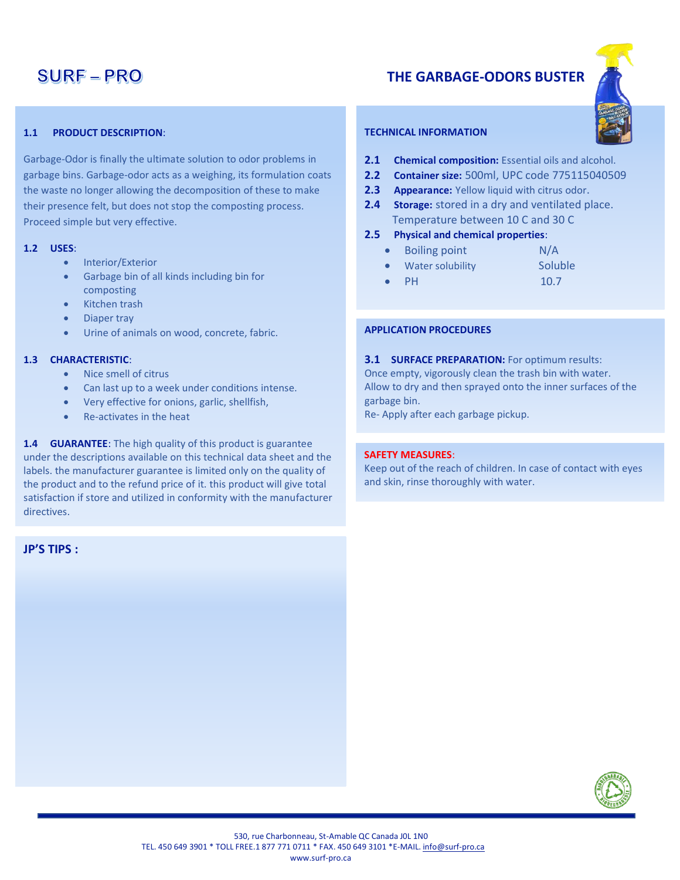# SURF – PRO

# THE GARBAGE-ODORS BUSTER

### 1.1 PRODUCT DESCRIPTION:

Garbage-Odor is finally the ultimate solution to odor problems in garbage bins. Garbage-odor acts as a weighing, its formulation coats the waste no longer allowing the decomposition of these to make their presence felt, but does not stop the composting process. Proceed simple but very effective.

### 1.2 USES:

- Interior/Exterior
- Garbage bin of all kinds including bin for composting
- Kitchen trash
- Diaper tray
- Urine of animals on wood, concrete, fabric.

### 1.3 CHARACTERISTIC:

- Nice smell of citrus
- Can last up to a week under conditions intense.
- Very effective for onions, garlic, shellfish,
- Re-activates in the heat

**1.4 GUARANTEE**: The high quality of this product is guarantee under the descriptions available on this technical data sheet and the labels. the manufacturer guarantee is limited only on the quality of the product and to the refund price of it. this product will give total satisfaction if store and utilized in conformity with the manufacturer directives.

## JP'S TIPS :

## TECHNICAL INFORMATION

**2.1 Chemical composition:** Essential oils and alcohol.

**2.2 Container size:** 500ml, UPC code 775115040509

**2.3 Appearance:** Yellow liquid with citrus odor.

**2.4 Storage:** stored in a dry and ventilated place. Temperature between 10 C and 30 C

**2.5 Physical and chemical properties**:

- Boiling point N/A
- Water solubility Soluble
- PH 10.7

## APPLICATION PROCEDURES

**3.1 SURFACE PREPARATION:** For optimum results:
Once empty, vigorously clean the trash bin with water.
Allow to dry and then sprayed onto the inner surfaces of the garbage bin.
Re- Apply after each garbage pickup.

## SAFETY MEASURES:

Keep out of the reach of children. In case of contact with eyes and skin, rinse thoroughly with water.

530, rue Charbonneau, St-Amable QC Canada J0L 1N0
TEL. 450 649 3901 * TOLL FREE.1 877 771 0711 * FAX. 450 649 3101 *E-MAIL. info@surf-pro.ca
www.surf-pro.ca